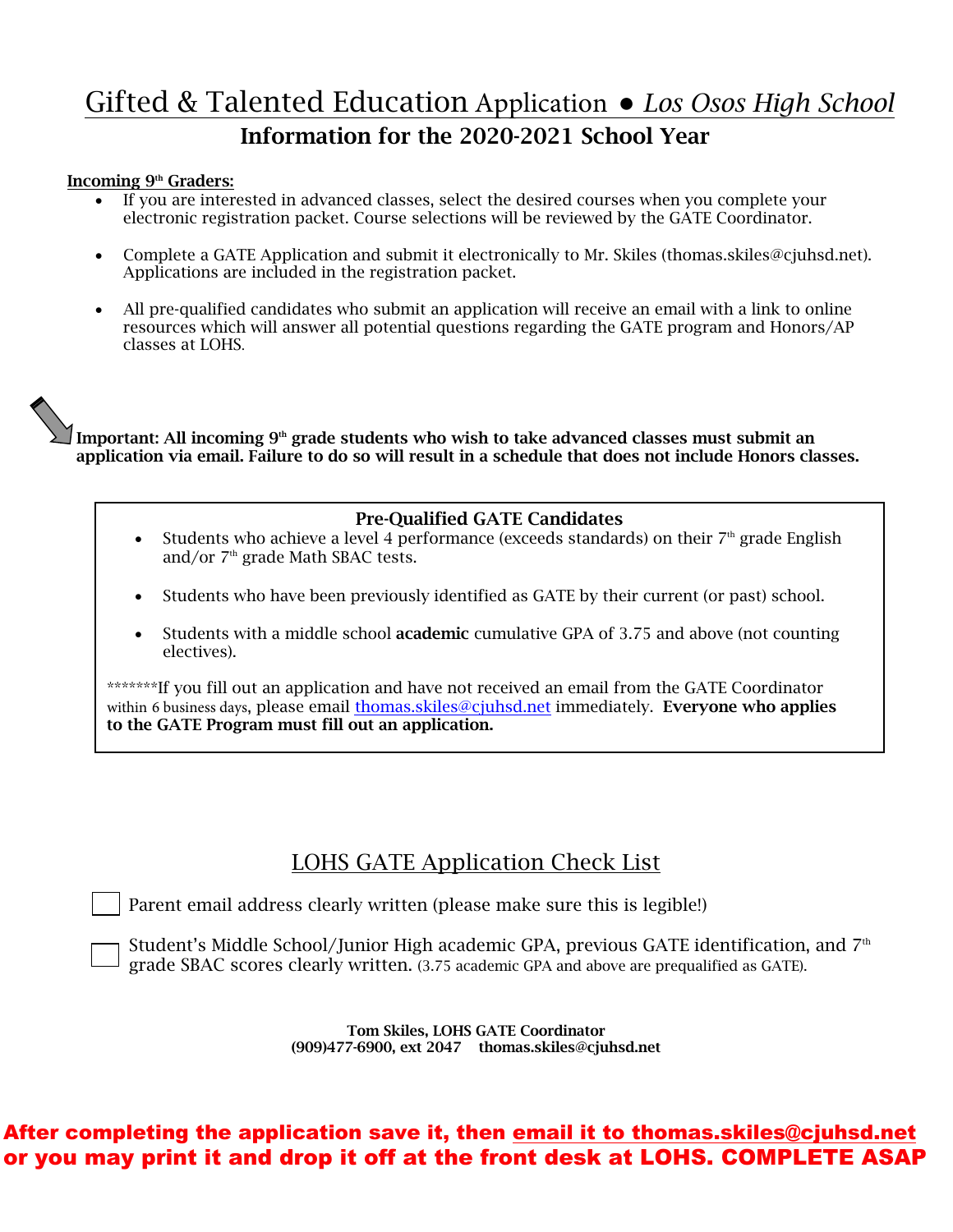# Gifted & Talented Education Application ● *Los Osos High School*

## Information for the 2020-2021 School Year

**Incoming 9th Graders:**

- If you are interested in advanced classes, select the desired courses when you complete your electronic registration packet. Course selections will be reviewed by the GATE Coordinator.
- Complete a GATE Application and submit it electronically to Mr. Skiles (thomas.skiles@cjuhsd.net). Applications are included in the registration packet.
- All pre-qualified candidates who submit an application will receive an email with a link to online resources which will answer all potential questions regarding the GATE program and Honors/AP classes at LOHS.

**Important: All incoming 9th grade students who wish to take advanced classes must submit an application via email. Failure to do so will result in a schedule that does not include Honors classes.**

**Pre-Qualified GATE Candidates**

- Students who achieve a level 4 performance (exceeds standards) on their 7th grade English and/or 7th grade Math SBAC tests.
- Students who have been previously identified as GATE by their current (or past) school.
- Students with a middle school **academic** cumulative GPA of 3.75 and above (not counting electives).

*******If you fill out an application and have not received an email from the GATE Coordinator within 6 business days, please email thomas.skiles@cjuhsd.net immediately. **Everyone who applies to the GATE Program must fill out an application.**

## LOHS GATE Application Check List

- [ ] Parent email address clearly written (please make sure this is legible!)
- [ ] Student's Middle School/Junior High academic GPA, previous GATE identification, and 7th grade SBAC scores clearly written. (3.75 academic GPA and above are prequalified as GATE).

**Tom Skiles, LOHS GATE Coordinator**
**(909)477-6900, ext 2047 thomas.skiles@cjuhsd.net**

**After completing the application save it, then email it to thomas.skiles@cjuhsd.net or you may print it and drop it off at the front desk at LOHS. COMPLETE ASAP**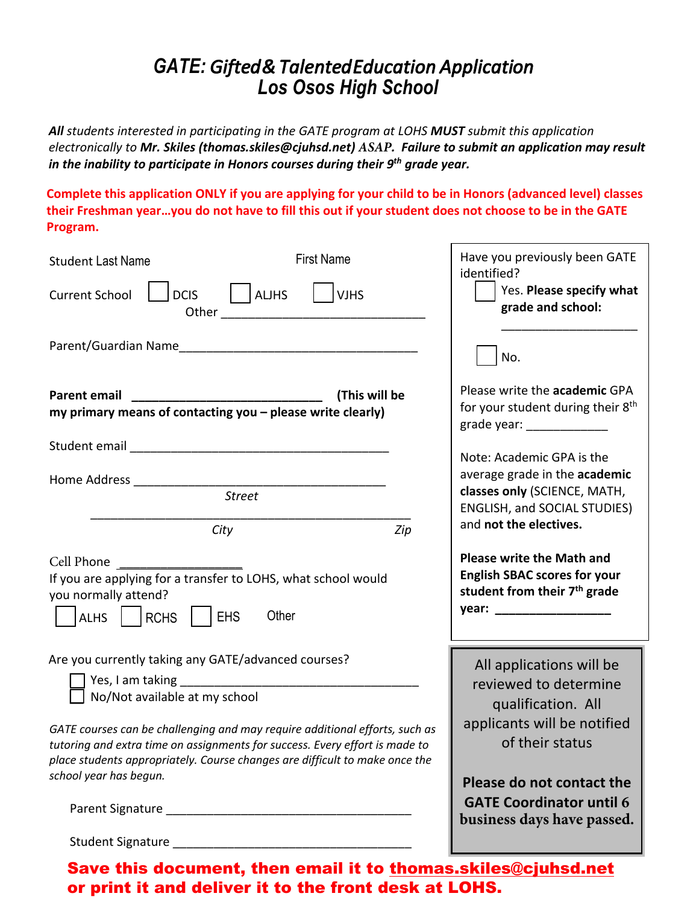# *GATE: Gifted & Talented Education Application*
# *Los Osos High School*

***All** students interested in participating in the GATE program at LOHS **MUST** submit this application electronically to **Mr. Skiles (thomas.skiles@cjuhsd.net) ASAP. Failure to submit an application may result in the inability to participate in Honors courses during their 9th grade year.***

**Complete this application ONLY if you are applying for your child to be in Honors (advanced level) classes their Freshman year…you do not have to fill this out if your student does not choose to be in the GATE Program.**

Student Last Name First Name

Current School ☐ DCIS ☐ ALJHS ☐ VJHS
Other ______________________________

Parent/Guardian Name___________________________________

**Parent email ____________________________ (This will be my primary means of contacting you – please write clearly)**

Student email _______________________________________

Home Address _______________________________________
*Street*

________________________________________________
*City* *Zip*

Cell Phone __________________

If you are applying for a transfer to LOHS, what school would you normally attend?

☐ ALHS ☐ RCHS ☐ EHS Other

Are you currently taking any GATE/advanced courses?

☐ Yes, I am taking ___________________________________
☐ No/Not available at my school

*GATE courses can be challenging and may require additional efforts, such as tutoring and extra time on assignments for success. Every effort is made to place students appropriately. Course changes are difficult to make once the school year has begun.*

Parent Signature ____________________________________

Student Signature ____________________________________

Have you previously been GATE identified?

☐ Yes. **Please specify what grade and school:**

____________________

☐ No.

Please write the **academic** GPA for your student during their 8th grade year: ____________

Note: Academic GPA is the average grade in the **academic classes only** (SCIENCE, MATH, ENGLISH, and SOCIAL STUDIES) and **not the electives.**

**Please write the Math and English SBAC scores for your student from their 7th grade year: _________________**

All applications will be reviewed to determine qualification. All applicants will be notified of their status

**Please do not contact the GATE Coordinator until 6 business days have passed.**

**Save this document, then email it to thomas.skiles@cjuhsd.net or print it and deliver it to the front desk at LOHS.**